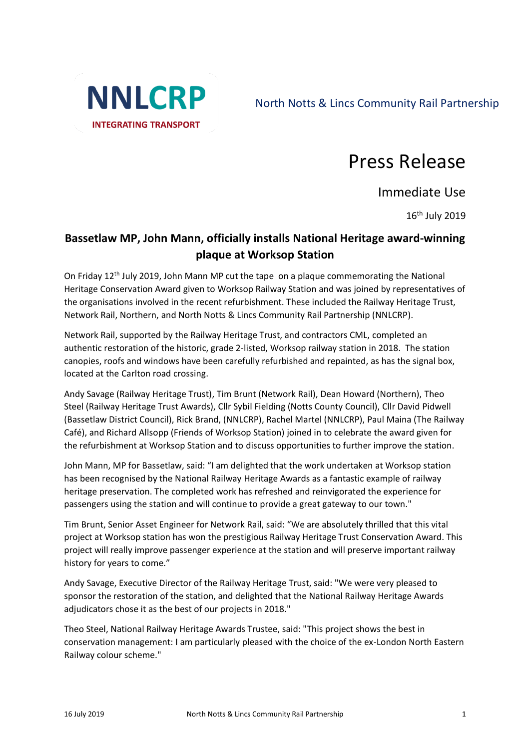NNLCRP

INTEGRATING TRANSPORT

North Notts & Lincs Community Rail Partnership

# Press Release

Immediate Use

16th July 2019

## Bassetlaw MP, John Mann, officially installs National Heritage award-winning plaque at Worksop Station

On Friday 12th July 2019, John Mann MP cut the tape on a plaque commemorating the National Heritage Conservation Award given to Worksop Railway Station and was joined by representatives of the organisations involved in the recent refurbishment. These included the Railway Heritage Trust, Network Rail, Northern, and North Notts & Lincs Community Rail Partnership (NNLCRP).

Network Rail, supported by the Railway Heritage Trust, and contractors CML, completed an authentic restoration of the historic, grade 2-listed, Worksop railway station in 2018. The station canopies, roofs and windows have been carefully refurbished and repainted, as has the signal box, located at the Carlton road crossing.

Andy Savage (Railway Heritage Trust), Tim Brunt (Network Rail), Dean Howard (Northern), Theo Steel (Railway Heritage Trust Awards), Cllr Sybil Fielding (Notts County Council), Cllr David Pidwell (Bassetlaw District Council), Rick Brand, (NNLCRP), Rachel Martel (NNLCRP), Paul Maina (The Railway Café), and Richard Allsopp (Friends of Worksop Station) joined in to celebrate the award given for the refurbishment at Worksop Station and to discuss opportunities to further improve the station.

John Mann, MP for Bassetlaw, said: "I am delighted that the work undertaken at Worksop station has been recognised by the National Railway Heritage Awards as a fantastic example of railway heritage preservation. The completed work has refreshed and reinvigorated the experience for passengers using the station and will continue to provide a great gateway to our town."

Tim Brunt, Senior Asset Engineer for Network Rail, said: "We are absolutely thrilled that this vital project at Worksop station has won the prestigious Railway Heritage Trust Conservation Award. This project will really improve passenger experience at the station and will preserve important railway history for years to come."

Andy Savage, Executive Director of the Railway Heritage Trust, said: "We were very pleased to sponsor the restoration of the station, and delighted that the National Railway Heritage Awards adjudicators chose it as the best of our projects in 2018."

Theo Steel, National Railway Heritage Awards Trustee, said: "This project shows the best in conservation management: I am particularly pleased with the choice of the ex-London North Eastern Railway colour scheme."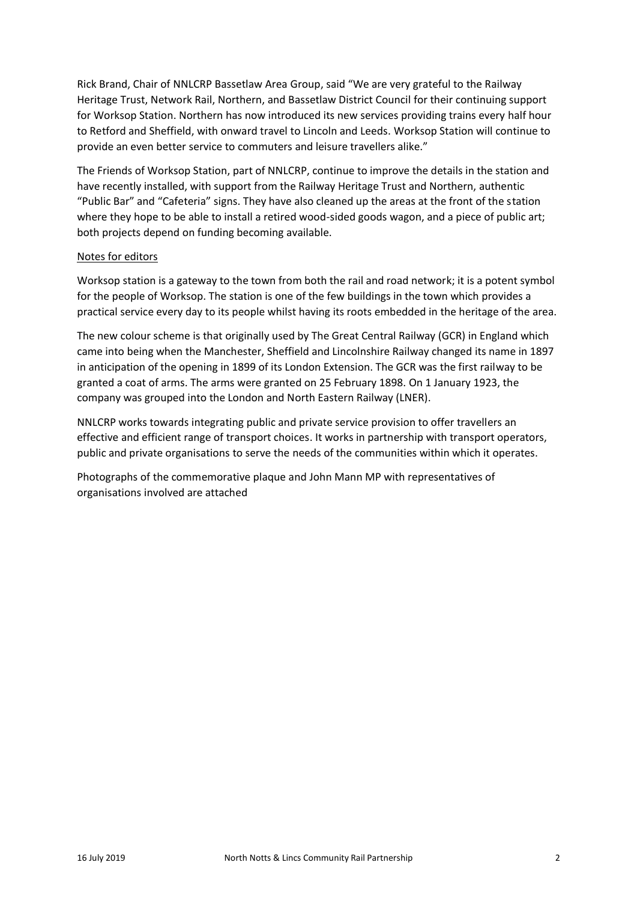Rick Brand, Chair of NNLCRP Bassetlaw Area Group, said "We are very grateful to the Railway Heritage Trust, Network Rail, Northern, and Bassetlaw District Council for their continuing support for Worksop Station. Northern has now introduced its new services providing trains every half hour to Retford and Sheffield, with onward travel to Lincoln and Leeds. Worksop Station will continue to provide an even better service to commuters and leisure travellers alike."

The Friends of Worksop Station, part of NNLCRP, continue to improve the details in the station and have recently installed, with support from the Railway Heritage Trust and Northern, authentic "Public Bar" and "Cafeteria" signs. They have also cleaned up the areas at the front of the station where they hope to be able to install a retired wood-sided goods wagon, and a piece of public art; both projects depend on funding becoming available.

<u>Notes for editors</u>

Worksop station is a gateway to the town from both the rail and road network; it is a potent symbol for the people of Worksop. The station is one of the few buildings in the town which provides a practical service every day to its people whilst having its roots embedded in the heritage of the area.

The new colour scheme is that originally used by The Great Central Railway (GCR) in England which came into being when the Manchester, Sheffield and Lincolnshire Railway changed its name in 1897 in anticipation of the opening in 1899 of its London Extension. The GCR was the first railway to be granted a coat of arms. The arms were granted on 25 February 1898. On 1 January 1923, the company was grouped into the London and North Eastern Railway (LNER).

NNLCRP works towards integrating public and private service provision to offer travellers an effective and efficient range of transport choices. It works in partnership with transport operators, public and private organisations to serve the needs of the communities within which it operates.

Photographs of the commemorative plaque and John Mann MP with representatives of organisations involved are attached